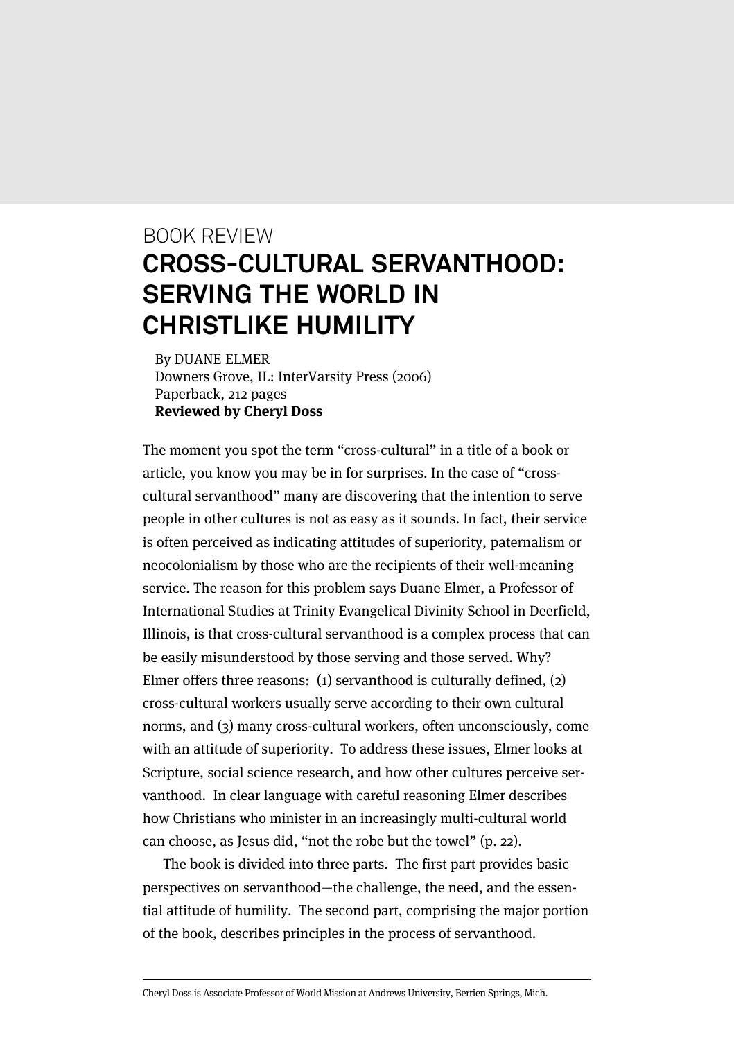BOOK REVIEW

# CROSS-CULTURAL SERVANTHOOD: SERVING THE WORLD IN CHRISTLIKE HUMILITY

By DUANE ELMER
Downers Grove, IL: InterVarsity Press (2006)
Paperback, 212 pages
**Reviewed by Cheryl Doss**

The moment you spot the term "cross-cultural" in a title of a book or article, you know you may be in for surprises. In the case of "cross-cultural servanthood" many are discovering that the intention to serve people in other cultures is not as easy as it sounds. In fact, their service is often perceived as indicating attitudes of superiority, paternalism or neocolonialism by those who are the recipients of their well-meaning service. The reason for this problem says Duane Elmer, a Professor of International Studies at Trinity Evangelical Divinity School in Deerfield, Illinois, is that cross-cultural servanthood is a complex process that can be easily misunderstood by those serving and those served. Why? Elmer offers three reasons: (1) servanthood is culturally defined, (2) cross-cultural workers usually serve according to their own cultural norms, and (3) many cross-cultural workers, often unconsciously, come with an attitude of superiority. To address these issues, Elmer looks at Scripture, social science research, and how other cultures perceive servanthood. In clear language with careful reasoning Elmer describes how Christians who minister in an increasingly multi-cultural world can choose, as Jesus did, "not the robe but the towel" (p. 22).

The book is divided into three parts. The first part provides basic perspectives on servanthood—the challenge, the need, and the essential attitude of humility. The second part, comprising the major portion of the book, describes principles in the process of servanthood.

Cheryl Doss is Associate Professor of World Mission at Andrews University, Berrien Springs, Mich.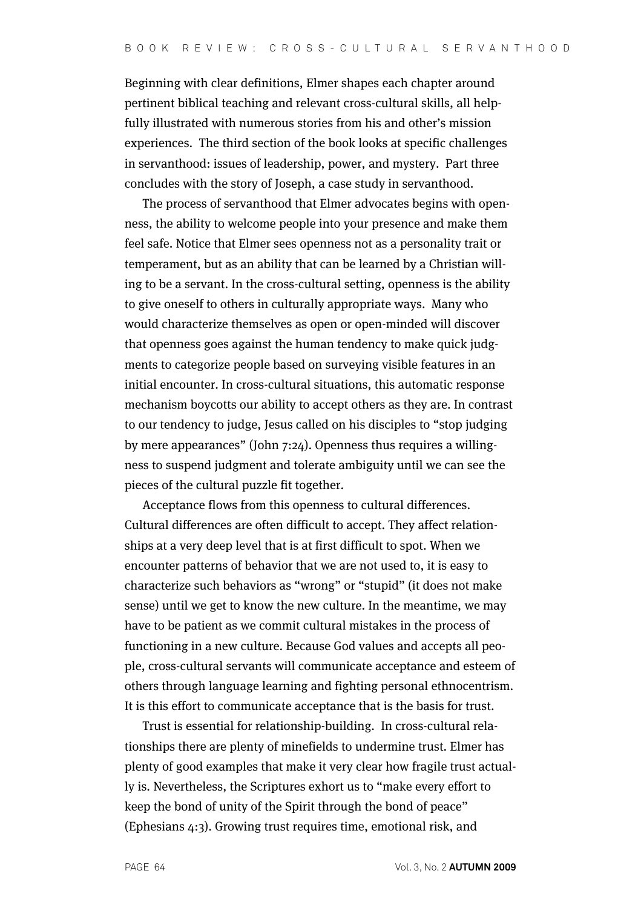Beginning with clear definitions, Elmer shapes each chapter around pertinent biblical teaching and relevant cross-cultural skills, all helpfully illustrated with numerous stories from his and other's mission experiences. The third section of the book looks at specific challenges in servanthood: issues of leadership, power, and mystery. Part three concludes with the story of Joseph, a case study in servanthood.

The process of servanthood that Elmer advocates begins with openness, the ability to welcome people into your presence and make them feel safe. Notice that Elmer sees openness not as a personality trait or temperament, but as an ability that can be learned by a Christian willing to be a servant. In the cross-cultural setting, openness is the ability to give oneself to others in culturally appropriate ways. Many who would characterize themselves as open or open-minded will discover that openness goes against the human tendency to make quick judgments to categorize people based on surveying visible features in an initial encounter. In cross-cultural situations, this automatic response mechanism boycotts our ability to accept others as they are. In contrast to our tendency to judge, Jesus called on his disciples to "stop judging by mere appearances" (John 7:24). Openness thus requires a willingness to suspend judgment and tolerate ambiguity until we can see the pieces of the cultural puzzle fit together.

Acceptance flows from this openness to cultural differences. Cultural differences are often difficult to accept. They affect relationships at a very deep level that is at first difficult to spot. When we encounter patterns of behavior that we are not used to, it is easy to characterize such behaviors as "wrong" or "stupid" (it does not make sense) until we get to know the new culture. In the meantime, we may have to be patient as we commit cultural mistakes in the process of functioning in a new culture. Because God values and accepts all people, cross-cultural servants will communicate acceptance and esteem of others through language learning and fighting personal ethnocentrism. It is this effort to communicate acceptance that is the basis for trust.

Trust is essential for relationship-building. In cross-cultural relationships there are plenty of minefields to undermine trust. Elmer has plenty of good examples that make it very clear how fragile trust actually is. Nevertheless, the Scriptures exhort us to "make every effort to keep the bond of unity of the Spirit through the bond of peace" (Ephesians 4:3). Growing trust requires time, emotional risk, and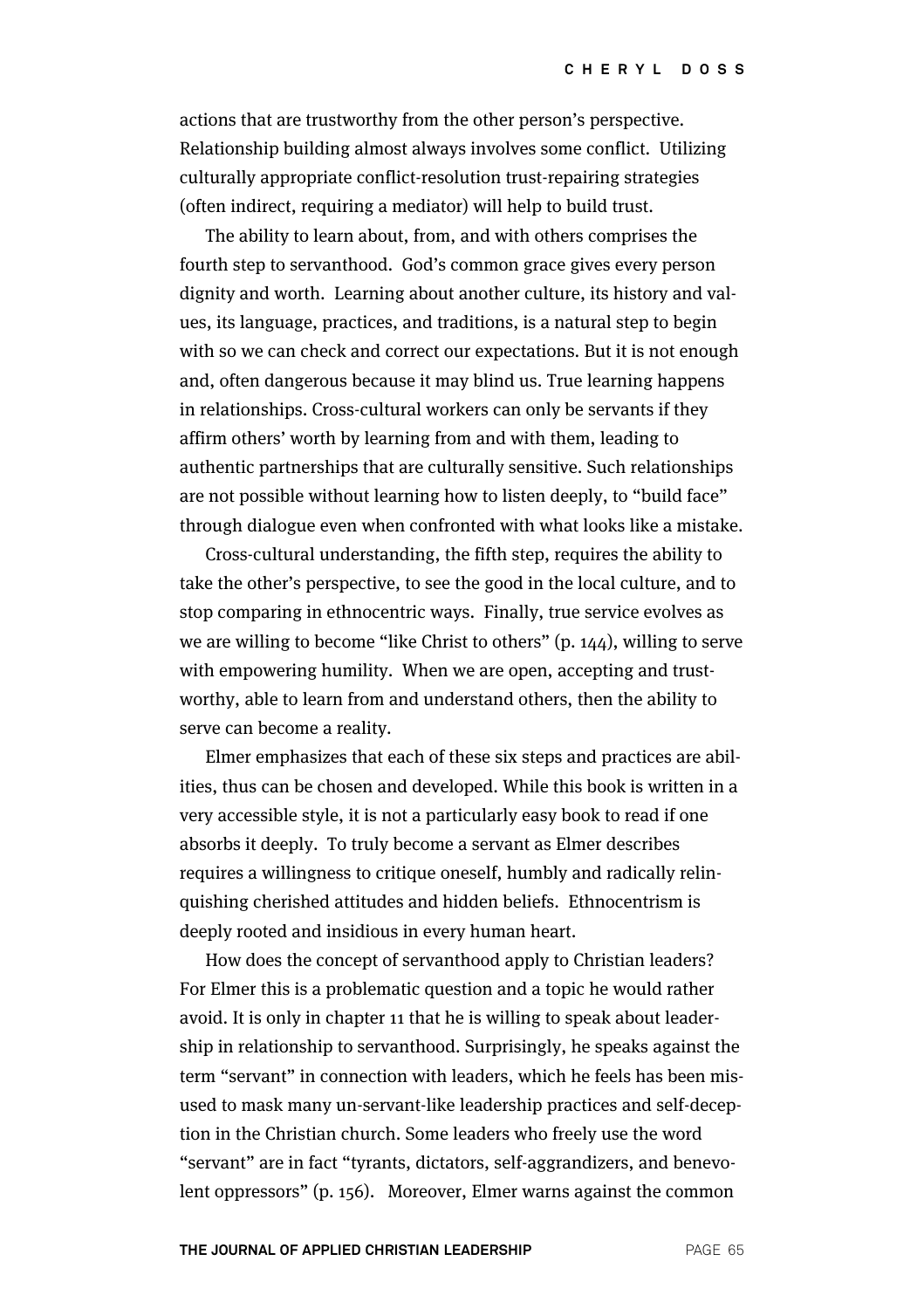actions that are trustworthy from the other person's perspective. Relationship building almost always involves some conflict. Utilizing culturally appropriate conflict-resolution trust-repairing strategies (often indirect, requiring a mediator) will help to build trust.

The ability to learn about, from, and with others comprises the fourth step to servanthood. God's common grace gives every person dignity and worth. Learning about another culture, its history and values, its language, practices, and traditions, is a natural step to begin with so we can check and correct our expectations. But it is not enough and, often dangerous because it may blind us. True learning happens in relationships. Cross-cultural workers can only be servants if they affirm others' worth by learning from and with them, leading to authentic partnerships that are culturally sensitive. Such relationships are not possible without learning how to listen deeply, to "build face" through dialogue even when confronted with what looks like a mistake.

Cross-cultural understanding, the fifth step, requires the ability to take the other's perspective, to see the good in the local culture, and to stop comparing in ethnocentric ways. Finally, true service evolves as we are willing to become "like Christ to others" (p. 144), willing to serve with empowering humility. When we are open, accepting and trustworthy, able to learn from and understand others, then the ability to serve can become a reality.

Elmer emphasizes that each of these six steps and practices are abilities, thus can be chosen and developed. While this book is written in a very accessible style, it is not a particularly easy book to read if one absorbs it deeply. To truly become a servant as Elmer describes requires a willingness to critique oneself, humbly and radically relinquishing cherished attitudes and hidden beliefs. Ethnocentrism is deeply rooted and insidious in every human heart.

How does the concept of servanthood apply to Christian leaders? For Elmer this is a problematic question and a topic he would rather avoid. It is only in chapter 11 that he is willing to speak about leadership in relationship to servanthood. Surprisingly, he speaks against the term "servant" in connection with leaders, which he feels has been misused to mask many un-servant-like leadership practices and self-deception in the Christian church. Some leaders who freely use the word "servant" are in fact "tyrants, dictators, self-aggrandizers, and benevolent oppressors" (p. 156). Moreover, Elmer warns against the common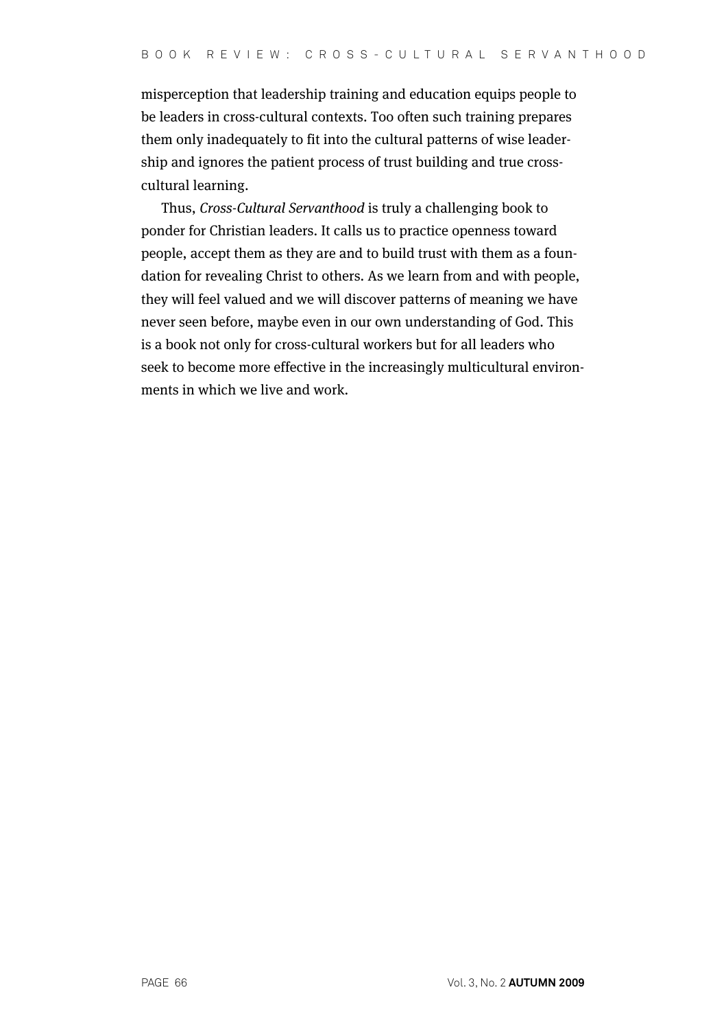misperception that leadership training and education equips people to be leaders in cross-cultural contexts. Too often such training prepares them only inadequately to fit into the cultural patterns of wise leadership and ignores the patient process of trust building and true cross-cultural learning.

Thus, *Cross-Cultural Servanthood* is truly a challenging book to ponder for Christian leaders. It calls us to practice openness toward people, accept them as they are and to build trust with them as a foundation for revealing Christ to others. As we learn from and with people, they will feel valued and we will discover patterns of meaning we have never seen before, maybe even in our own understanding of God. This is a book not only for cross-cultural workers but for all leaders who seek to become more effective in the increasingly multicultural environments in which we live and work.